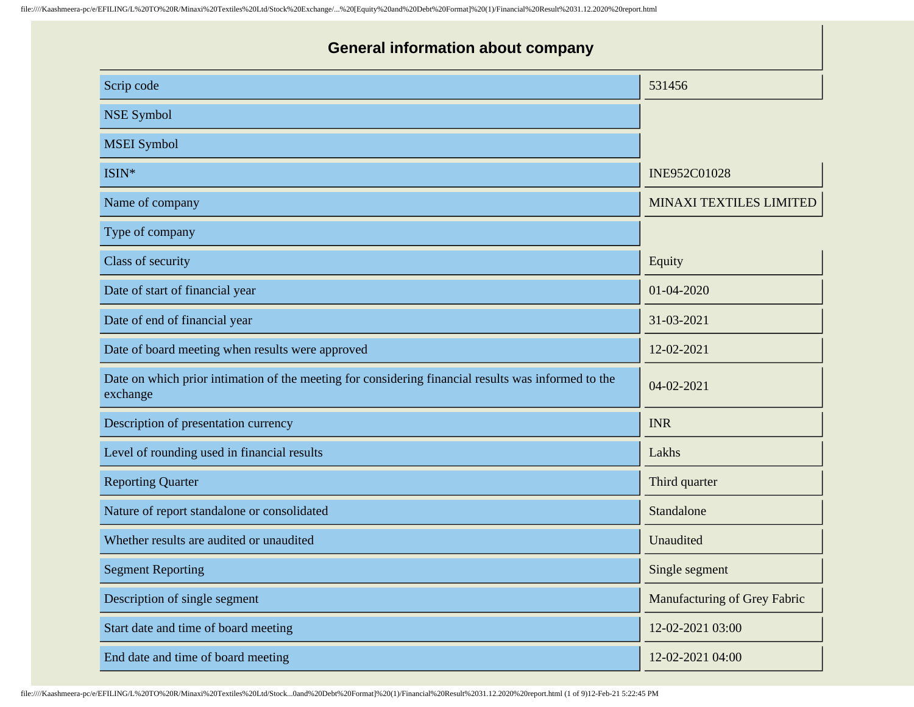# General information about company

| | |
|---|---|
| Scrip code | 531456 |
| NSE Symbol | |
| MSEI Symbol | |
| ISIN* | INE952C01028 |
| Name of company | MINAXI TEXTILES LIMITED |
| Type of company | |
| Class of security | Equity |
| Date of start of financial year | 01-04-2020 |
| Date of end of financial year | 31-03-2021 |
| Date of board meeting when results were approved | 12-02-2021 |
| Date on which prior intimation of the meeting for considering financial results was informed to the exchange | 04-02-2021 |
| Description of presentation currency | INR |
| Level of rounding used in financial results | Lakhs |
| Reporting Quarter | Third quarter |
| Nature of report standalone or consolidated | Standalone |
| Whether results are audited or unaudited | Unaudited |
| Segment Reporting | Single segment |
| Description of single segment | Manufacturing of Grey Fabric |
| Start date and time of board meeting | 12-02-2021 03:00 |
| End date and time of board meeting | 12-02-2021 04:00 |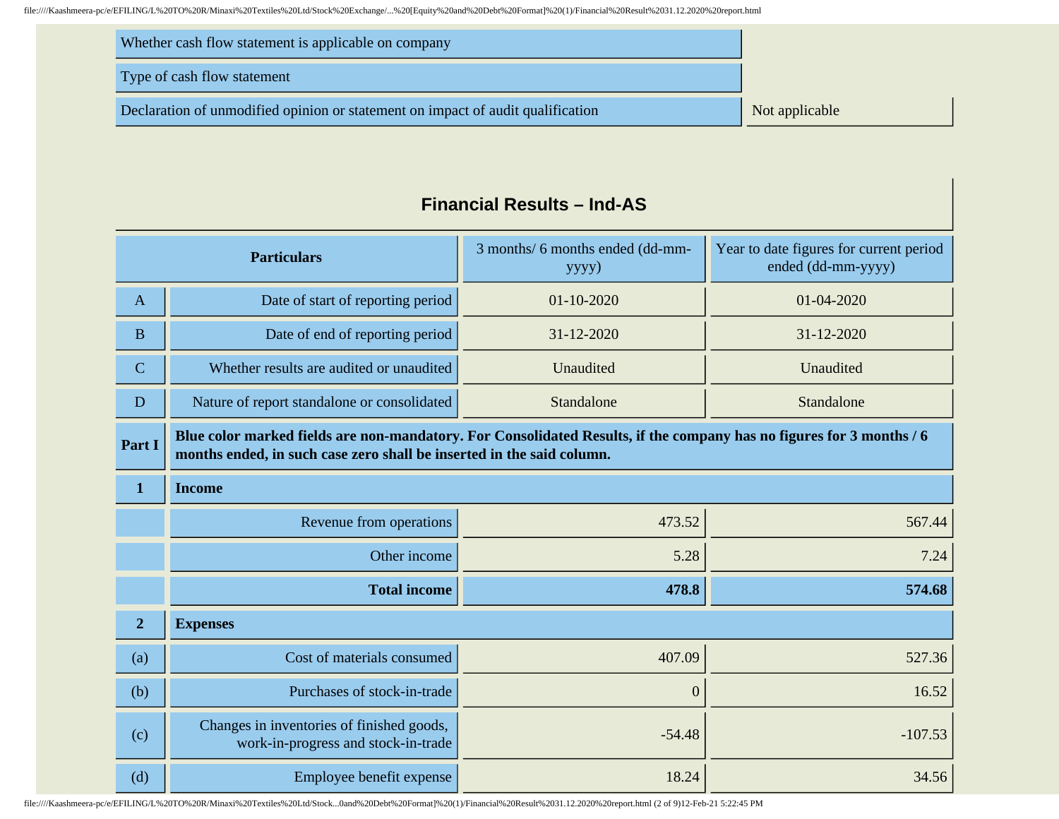| | |
|---|---|
| Whether cash flow statement is applicable on company | |
| Type of cash flow statement | |
| Declaration of unmodified opinion or statement on impact of audit qualification | Not applicable |

## Financial Results – Ind-AS

| | Particulars | 3 months/ 6 months ended (dd-mm-yyyy) | Year to date figures for current period ended (dd-mm-yyyy) |
|---|---|---|---|
| A | Date of start of reporting period | 01-10-2020 | 01-04-2020 |
| B | Date of end of reporting period | 31-12-2020 | 31-12-2020 |
| C | Whether results are audited or unaudited | Unaudited | Unaudited |
| D | Nature of report standalone or consolidated | Standalone | Standalone |
| **Part I** | **Blue color marked fields are non-mandatory. For Consolidated Results, if the company has no figures for 3 months / 6 months ended, in such case zero shall be inserted in the said column.** | | |
| **1** | **Income** | | |
| | Revenue from operations | 473.52 | 567.44 |
| | Other income | 5.28 | 7.24 |
| | **Total income** | **478.8** | **574.68** |
| **2** | **Expenses** | | |
| (a) | Cost of materials consumed | 407.09 | 527.36 |
| (b) | Purchases of stock-in-trade | 0 | 16.52 |
| (c) | Changes in inventories of finished goods, work-in-progress and stock-in-trade | -54.48 | -107.53 |
| (d) | Employee benefit expense | 18.24 | 34.56 |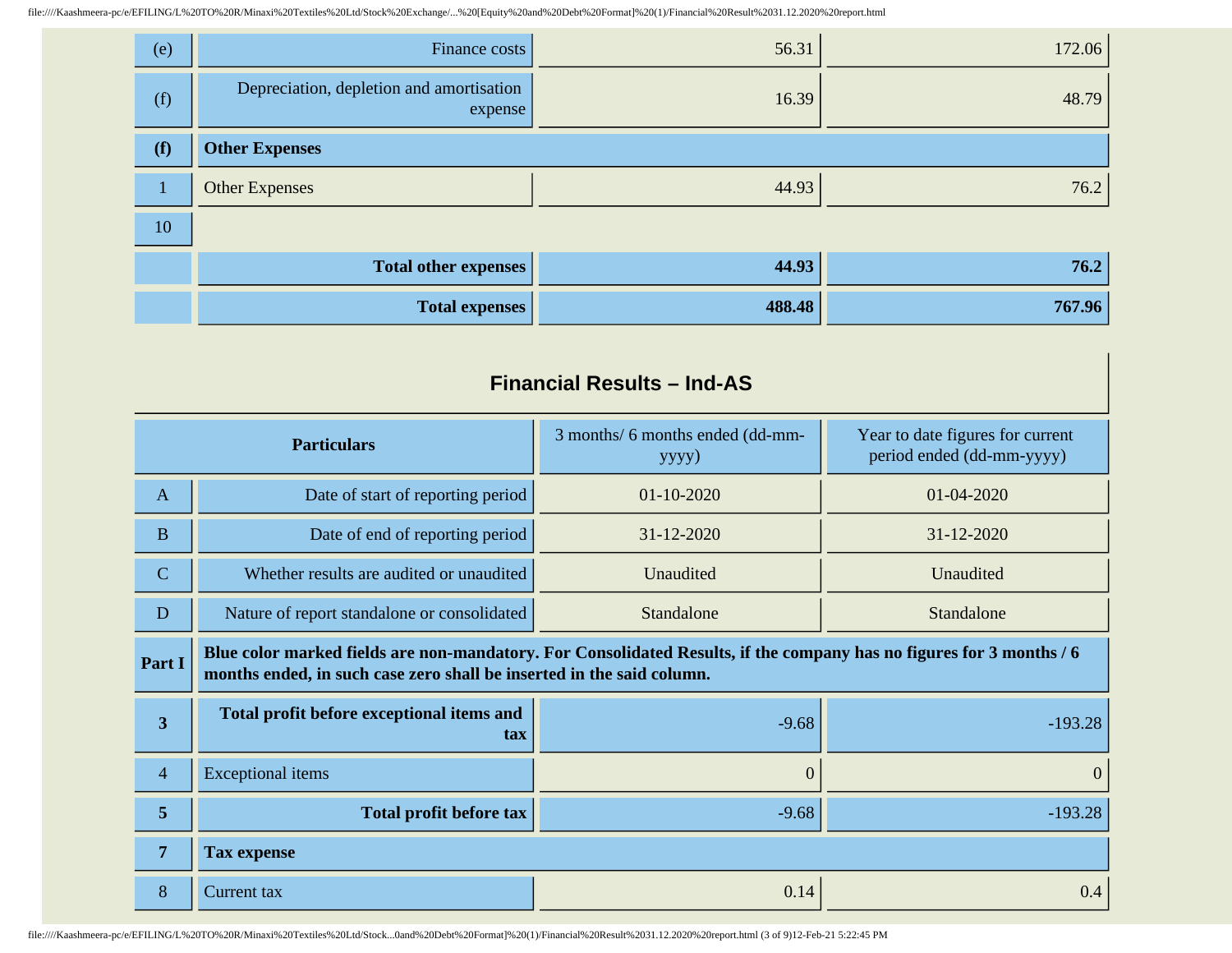| | | | |
|---|---|---|---|
| (e) | Finance costs | 56.31 | 172.06 |
| (f) | Depreciation, depletion and amortisation expense | 16.39 | 48.79 |
| **(f)** | **Other Expenses** | | |
| 1 | Other Expenses | 44.93 | 76.2 |
| 10 | | | |
| | **Total other expenses** | **44.93** | **76.2** |
| | **Total expenses** | **488.48** | **767.96** |

## Financial Results – Ind-AS

| | **Particulars** | 3 months/ 6 months ended (dd-mm-yyyy) | Year to date figures for current period ended (dd-mm-yyyy) |
|---|---|---|---|
| A | Date of start of reporting period | 01-10-2020 | 01-04-2020 |
| B | Date of end of reporting period | 31-12-2020 | 31-12-2020 |
| C | Whether results are audited or unaudited | Unaudited | Unaudited |
| D | Nature of report standalone or consolidated | Standalone | Standalone |
| **Part I** | **Blue color marked fields are non-mandatory. For Consolidated Results, if the company has no figures for 3 months / 6 months ended, in such case zero shall be inserted in the said column.** | | |
| **3** | **Total profit before exceptional items and tax** | -9.68 | -193.28 |
| 4 | Exceptional items | 0 | 0 |
| **5** | **Total profit before tax** | -9.68 | -193.28 |
| **7** | **Tax expense** | | |
| 8 | Current tax | 0.14 | 0.4 |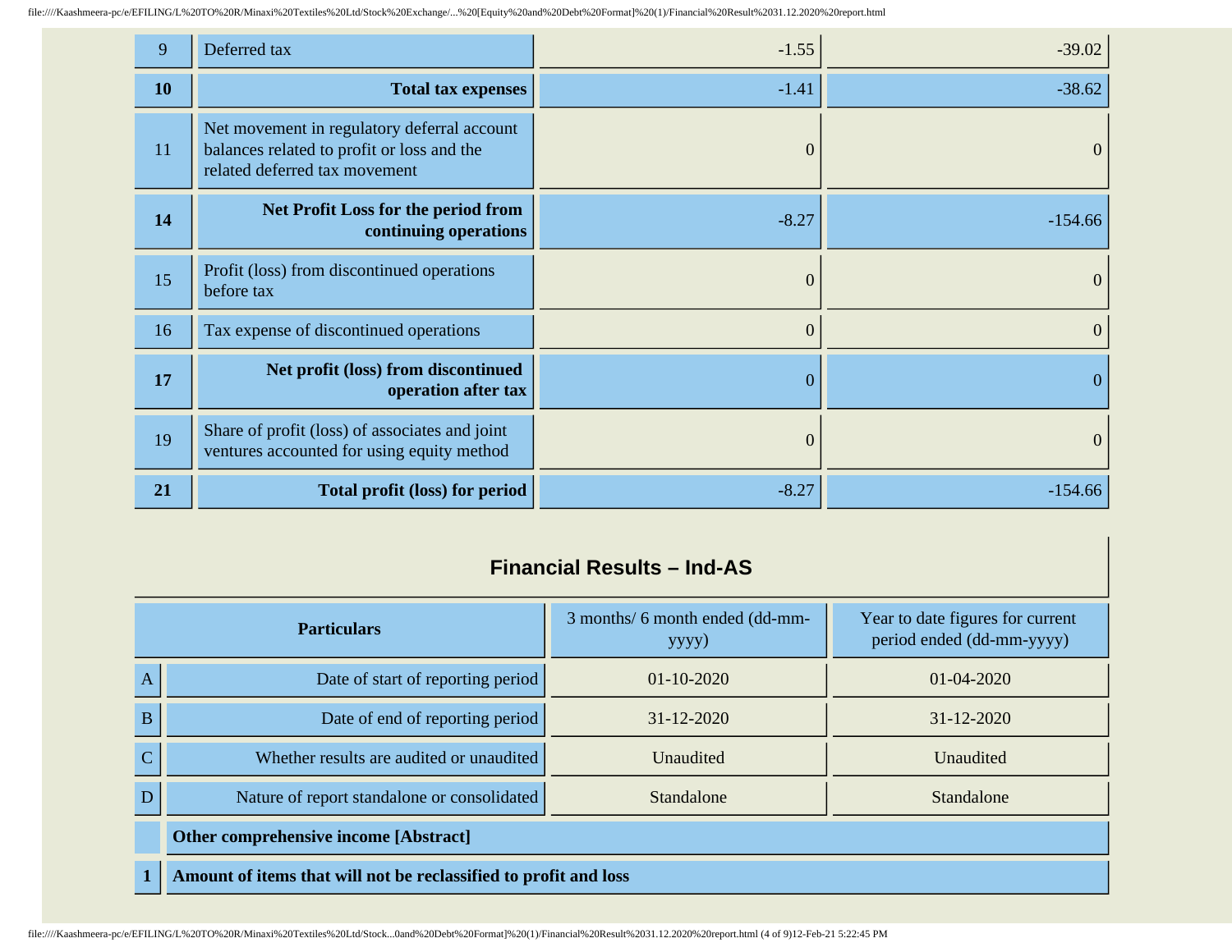| | | | |
|---|---|---|---|
| 9 | Deferred tax | -1.55 | -39.02 |
| **10** | **Total tax expenses** | -1.41 | -38.62 |
| 11 | Net movement in regulatory deferral account balances related to profit or loss and the related deferred tax movement | 0 | 0 |
| **14** | **Net Profit Loss for the period from continuing operations** | -8.27 | -154.66 |
| 15 | Profit (loss) from discontinued operations before tax | 0 | 0 |
| 16 | Tax expense of discontinued operations | 0 | 0 |
| **17** | **Net profit (loss) from discontinued operation after tax** | 0 | 0 |
| 19 | Share of profit (loss) of associates and joint ventures accounted for using equity method | 0 | 0 |
| **21** | **Total profit (loss) for period** | -8.27 | -154.66 |

## Financial Results – Ind-AS

| | **Particulars** | 3 months/ 6 month ended (dd-mm-yyyy) | Year to date figures for current period ended (dd-mm-yyyy) |
|---|---|---|---|
| A | Date of start of reporting period | 01-10-2020 | 01-04-2020 |
| B | Date of end of reporting period | 31-12-2020 | 31-12-2020 |
| C | Whether results are audited or unaudited | Unaudited | Unaudited |
| D | Nature of report standalone or consolidated | Standalone | Standalone |
| | **Other comprehensive income [Abstract]** | | |
| **1** | **Amount of items that will not be reclassified to profit and loss** | | |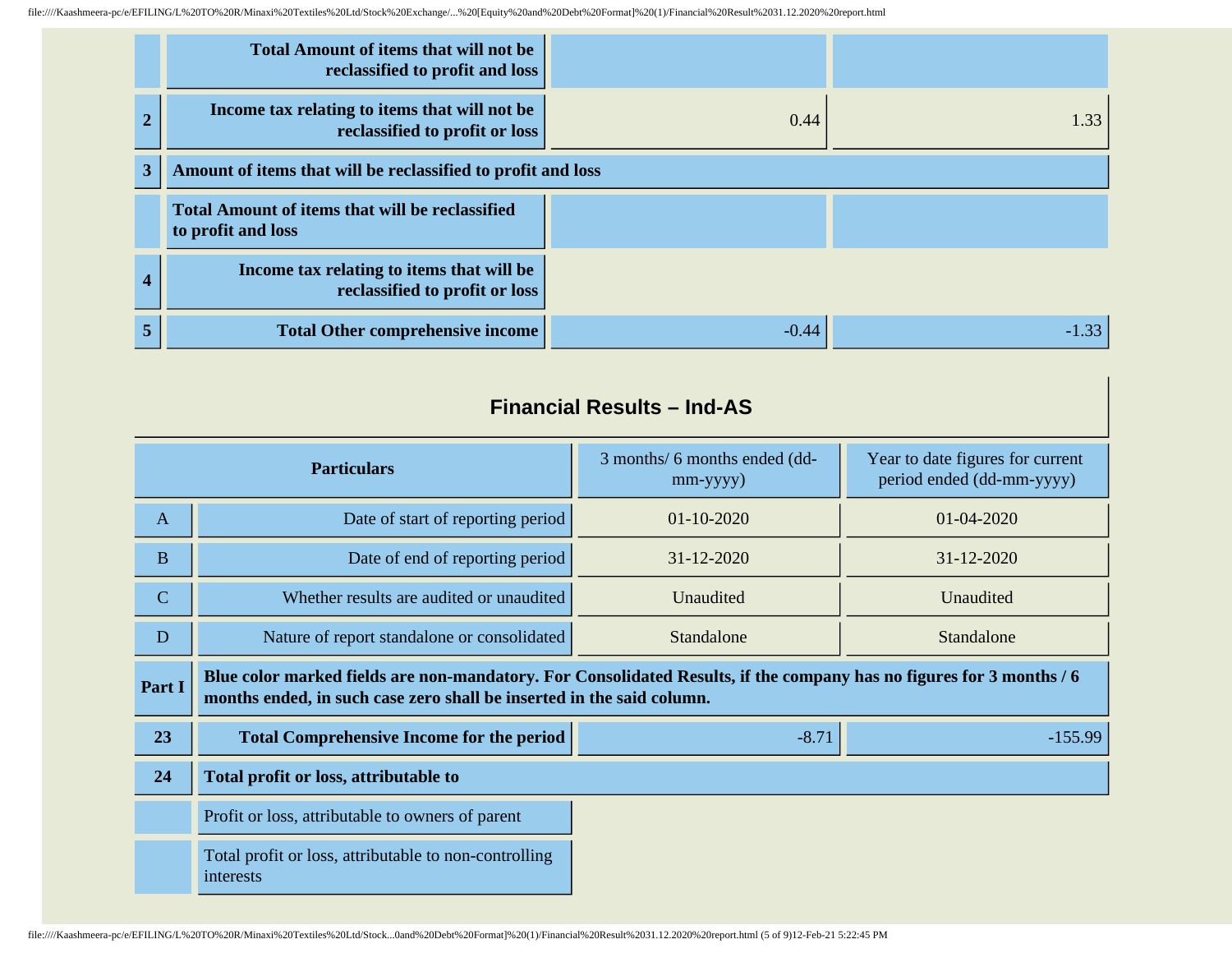| | | | |
|---|---|---|---|
| | Total Amount of items that will not be reclassified to profit and loss | | |
| 2 | Income tax relating to items that will not be reclassified to profit or loss | 0.44 | 1.33 |
| 3 | Amount of items that will be reclassified to profit and loss | | |
| | Total Amount of items that will be reclassified to profit and loss | | |
| 4 | Income tax relating to items that will be reclassified to profit or loss | | |
| 5 | Total Other comprehensive income | -0.44 | -1.33 |

## Financial Results – Ind-AS

| Particulars | | 3 months/ 6 months ended (dd-mm-yyyy) | Year to date figures for current period ended (dd-mm-yyyy) |
|---|---|---|---|
| A | Date of start of reporting period | 01-10-2020 | 01-04-2020 |
| B | Date of end of reporting period | 31-12-2020 | 31-12-2020 |
| C | Whether results are audited or unaudited | Unaudited | Unaudited |
| D | Nature of report standalone or consolidated | Standalone | Standalone |
| Part I | **Blue color marked fields are non-mandatory. For Consolidated Results, if the company has no figures for 3 months / 6 months ended, in such case zero shall be inserted in the said column.** | | |
| 23 | **Total Comprehensive Income for the period** | -8.71 | -155.99 |
| 24 | **Total profit or loss, attributable to** | | |
| | Profit or loss, attributable to owners of parent | | |
| | Total profit or loss, attributable to non-controlling interests | | |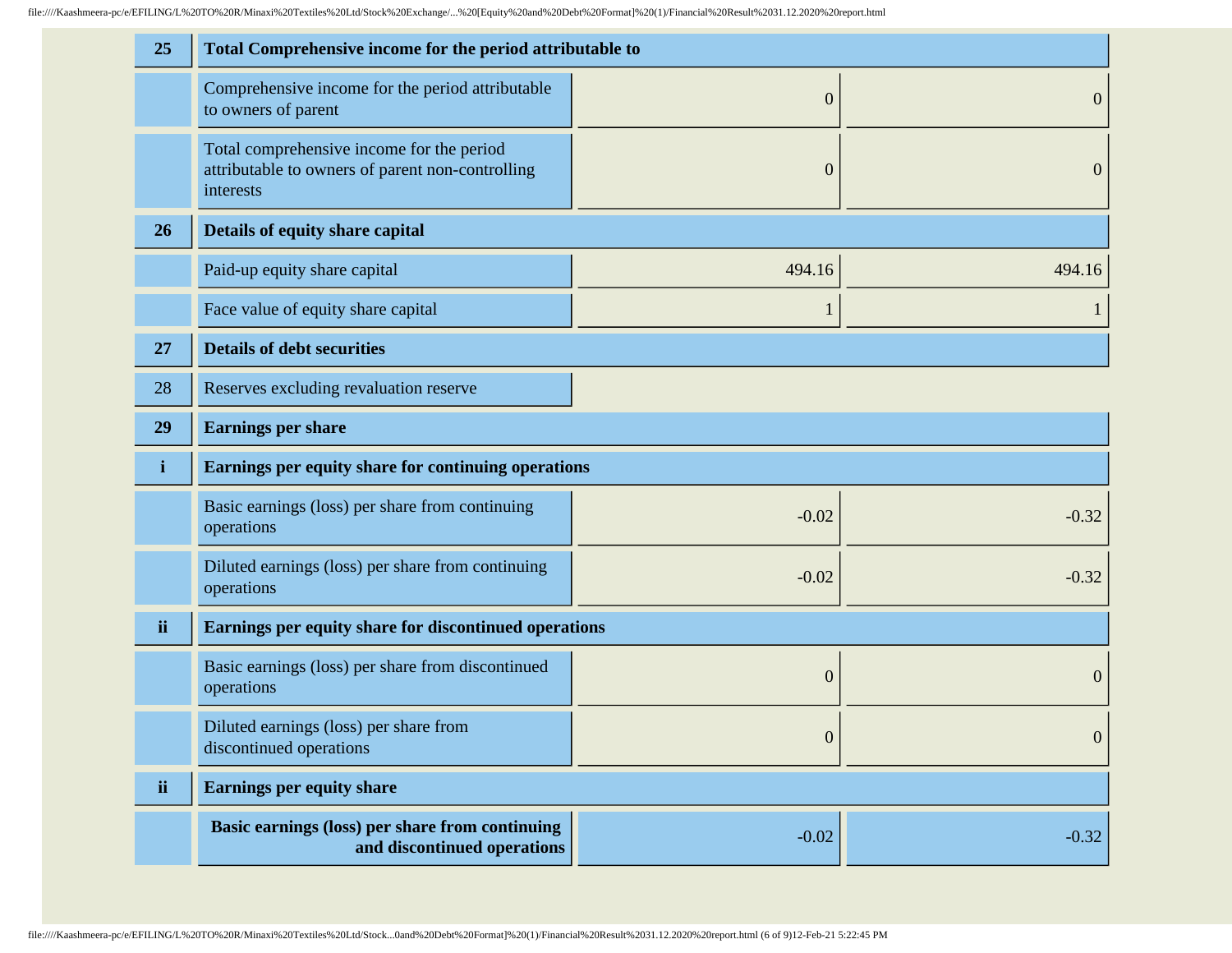| | | | |
|---|---|---|---|
| **25** | **Total Comprehensive income for the period attributable to** | | |
| | Comprehensive income for the period attributable to owners of parent | 0 | 0 |
| | Total comprehensive income for the period attributable to owners of parent non-controlling interests | 0 | 0 |
| **26** | **Details of equity share capital** | | |
| | Paid-up equity share capital | 494.16 | 494.16 |
| | Face value of equity share capital | 1 | 1 |
| **27** | **Details of debt securities** | | |
| 28 | Reserves excluding revaluation reserve | | |
| **29** | **Earnings per share** | | |
| **i** | **Earnings per equity share for continuing operations** | | |
| | Basic earnings (loss) per share from continuing operations | -0.02 | -0.32 |
| | Diluted earnings (loss) per share from continuing operations | -0.02 | -0.32 |
| **ii** | **Earnings per equity share for discontinued operations** | | |
| | Basic earnings (loss) per share from discontinued operations | 0 | 0 |
| | Diluted earnings (loss) per share from discontinued operations | 0 | 0 |
| **ii** | **Earnings per equity share** | | |
| | **Basic earnings (loss) per share from continuing and discontinued operations** | -0.02 | -0.32 |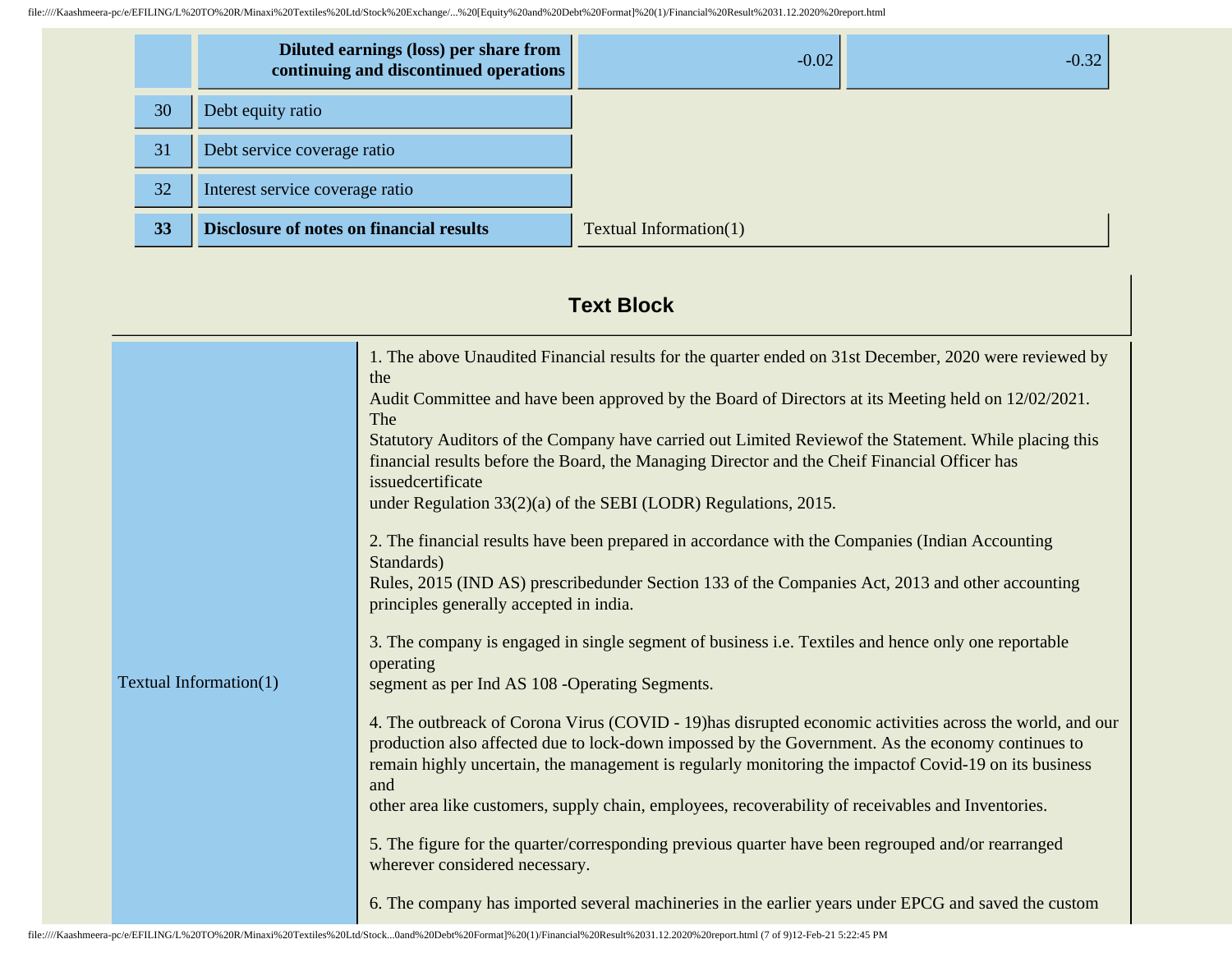| | | | |
|---|---|---|---|
| | **Diluted earnings (loss) per share from continuing and discontinued operations** | -0.02 | -0.32 |
| 30 | Debt equity ratio | | |
| 31 | Debt service coverage ratio | | |
| 32 | Interest service coverage ratio | | |
| **33** | **Disclosure of notes on financial results** | Textual Information(1) | |

## Text Block

| | |
|---|---|
| Textual Information(1) | 1. The above Unaudited Financial results for the quarter ended on 31st December, 2020 were reviewed by the Audit Committee and have been approved by the Board of Directors at its Meeting held on 12/02/2021. The Statutory Auditors of the Company have carried out Limited Reviewof the Statement. While placing this financial results before the Board, the Managing Director and the Cheif Financial Officer has issuedcertificate under Regulation 33(2)(a) of the SEBI (LODR) Regulations, 2015.<br><br>2. The financial results have been prepared in accordance with the Companies (Indian Accounting Standards) Rules, 2015 (IND AS) prescribedunder Section 133 of the Companies Act, 2013 and other accounting principles generally accepted in india.<br><br>3. The company is engaged in single segment of business i.e. Textiles and hence only one reportable operating segment as per Ind AS 108 -Operating Segments.<br><br>4. The outbreack of Corona Virus (COVID - 19)has disrupted economic activities across the world, and our production also affected due to lock-down impossed by the Government. As the economy continues to remain highly uncertain, the management is regularly monitoring the impactof Covid-19 on its business and other area like customers, supply chain, employees, recoverability of receivables and Inventories.<br><br>5. The figure for the quarter/corresponding previous quarter have been regrouped and/or rearranged wherever considered necessary.<br><br>6. The company has imported several machineries in the earlier years under EPCG and saved the custom |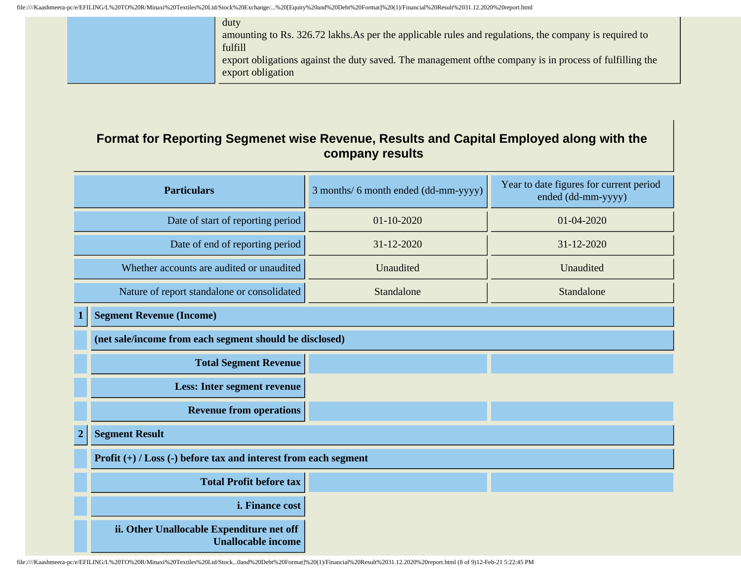duty
amounting to Rs. 326.72 lakhs.As per the applicable rules and regulations, the company is required to fulfill
export obligations against the duty saved. The management ofthe company is in process of fulfilling the export obligation

## Format for Reporting Segmenet wise Revenue, Results and Capital Employed along with the company results

| | Particulars | 3 months/ 6 month ended (dd-mm-yyyy) | Year to date figures for current period ended (dd-mm-yyyy) |
|---|---|---|---|
| | Date of start of reporting period | 01-10-2020 | 01-04-2020 |
| | Date of end of reporting period | 31-12-2020 | 31-12-2020 |
| | Whether accounts are audited or unaudited | Unaudited | Unaudited |
| | Nature of report standalone or consolidated | Standalone | Standalone |
| **1** | **Segment Revenue (Income)** | | |
| | **(net sale/income from each segment should be disclosed)** | | |
| | **Total Segment Revenue** | | |
| | **Less: Inter segment revenue** | | |
| | **Revenue from operations** | | |
| **2** | **Segment Result** | | |
| | **Profit (+) / Loss (-) before tax and interest from each segment** | | |
| | **Total Profit before tax** | | |
| | **i. Finance cost** | | |
| | **ii. Other Unallocable Expenditure net off Unallocable income** | | |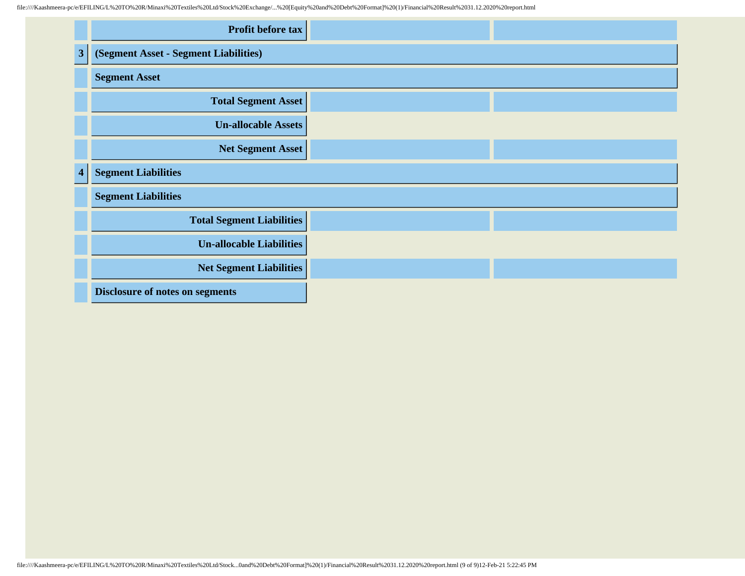| | | | |
|---|---|---|---|
| | **Profit before tax** | | |
| **3** | **(Segment Asset - Segment Liabilities)** | | |
| | **Segment Asset** | | |
| | **Total Segment Asset** | | |
| | **Un-allocable Assets** | | |
| | **Net Segment Asset** | | |
| **4** | **Segment Liabilities** | | |
| | **Segment Liabilities** | | |
| | **Total Segment Liabilities** | | |
| | **Un-allocable Liabilities** | | |
| | **Net Segment Liabilities** | | |
| | **Disclosure of notes on segments** | | |